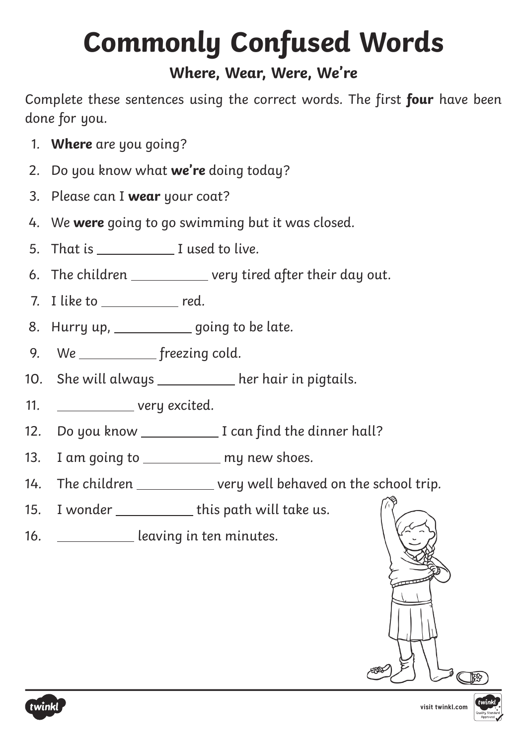# Commonly Confused Words

### Where, Wear, Were, We're

Complete these sentences using the correct words. The first **four** have been done for you.

1. **Where** are you going?
2. Do you know what **we're** doing today?
3. Please can I **wear** your coat?
4. We **were** going to go swimming but it was closed.
5. That is __________ I used to live.
6. The children __________ very tired after their day out.
7. I like to __________ red.
8. Hurry up, __________ going to be late.
9. We __________ freezing cold.
10. She will always __________ her hair in pigtails.
11. __________ very excited.
12. Do you know __________ I can find the dinner hall?
13. I am going to __________ my new shoes.
14. The children __________ very well behaved on the school trip.
15. I wonder __________ this path will take us.
16. __________ leaving in ten minutes.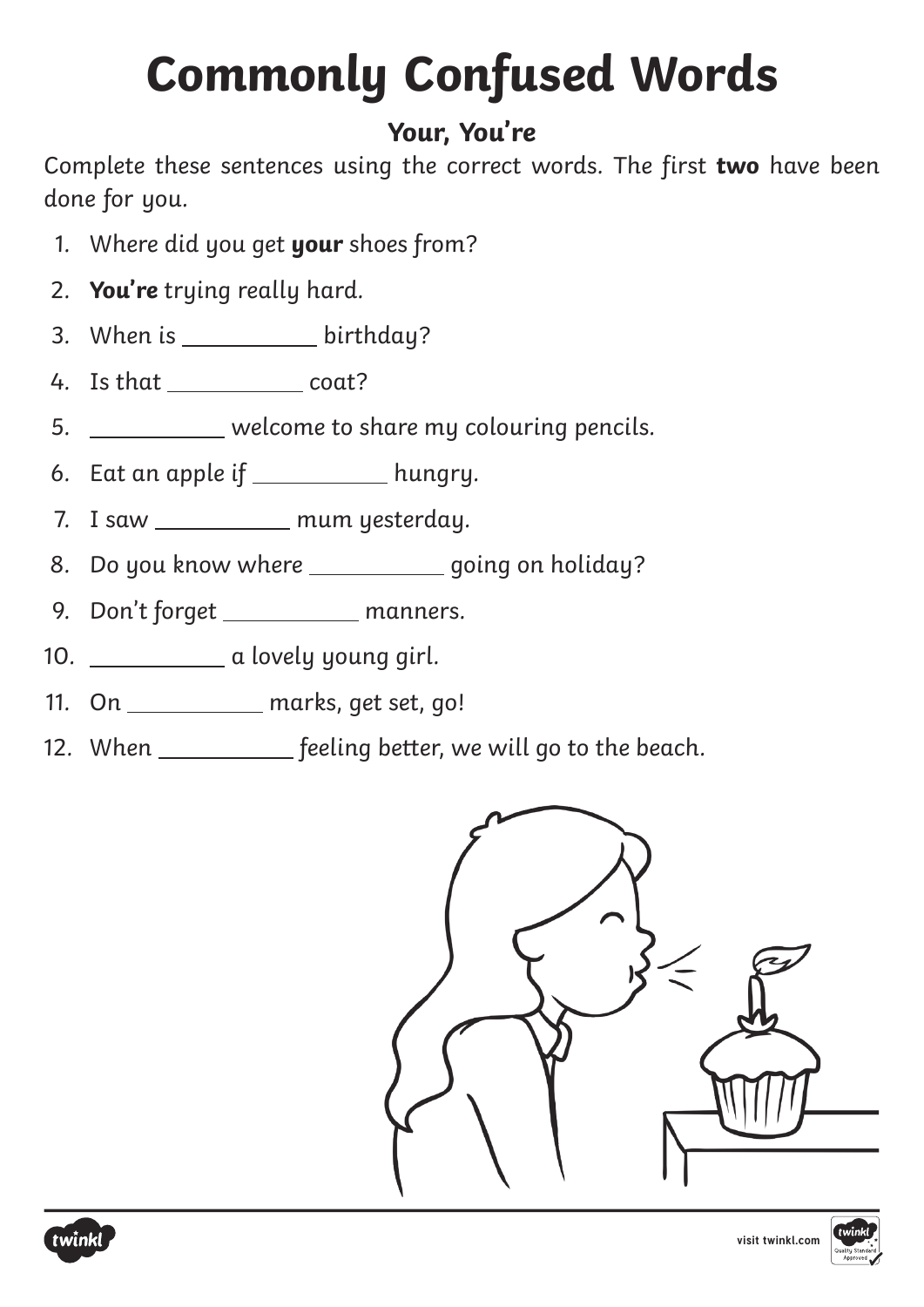# Commonly Confused Words

## Your, You're

Complete these sentences using the correct words. The first **two** have been done for you.

1. Where did you get **your** shoes from?
2. **You're** trying really hard.
3. When is __________ birthday?
4. Is that __________ coat?
5. __________ welcome to share my colouring pencils.
6. Eat an apple if __________ hungry.
7. I saw __________ mum yesterday.
8. Do you know where __________ going on holiday?
9. Don't forget __________ manners.
10. __________ a lovely young girl.
11. On __________ marks, get set, go!
12. When __________ feeling better, we will go to the beach.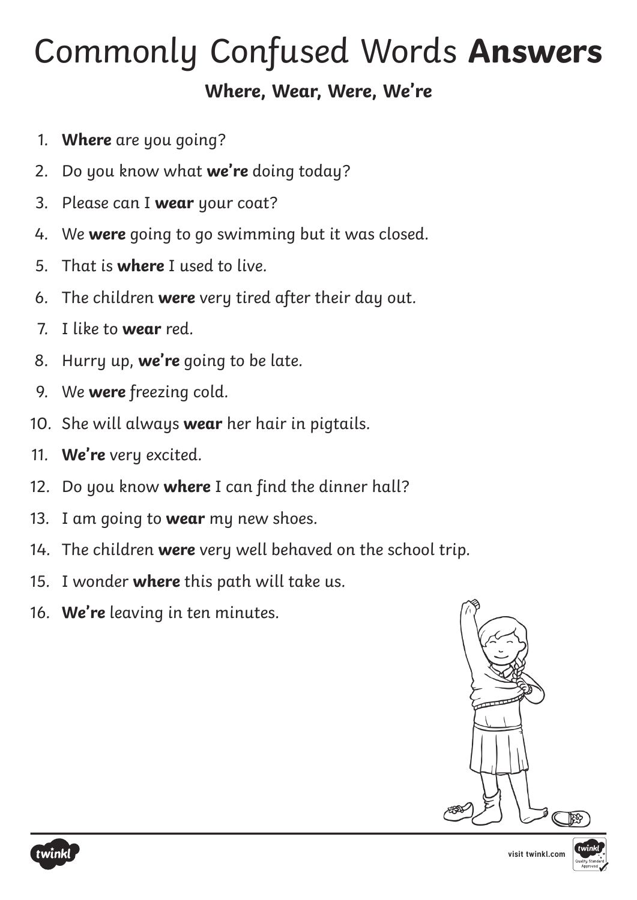# Commonly Confused Words **Answers**

## Where, Wear, Were, We're

1. **Where** are you going?
2. Do you know what **we're** doing today?
3. Please can I **wear** your coat?
4. We **were** going to go swimming but it was closed.
5. That is **where** I used to live.
6. The children **were** very tired after their day out.
7. I like to **wear** red.
8. Hurry up, **we're** going to be late.
9. We **were** freezing cold.
10. She will always **wear** her hair in pigtails.
11. **We're** very excited.
12. Do you know **where** I can find the dinner hall?
13. I am going to **wear** my new shoes.
14. The children **were** very well behaved on the school trip.
15. I wonder **where** this path will take us.
16. **We're** leaving in ten minutes.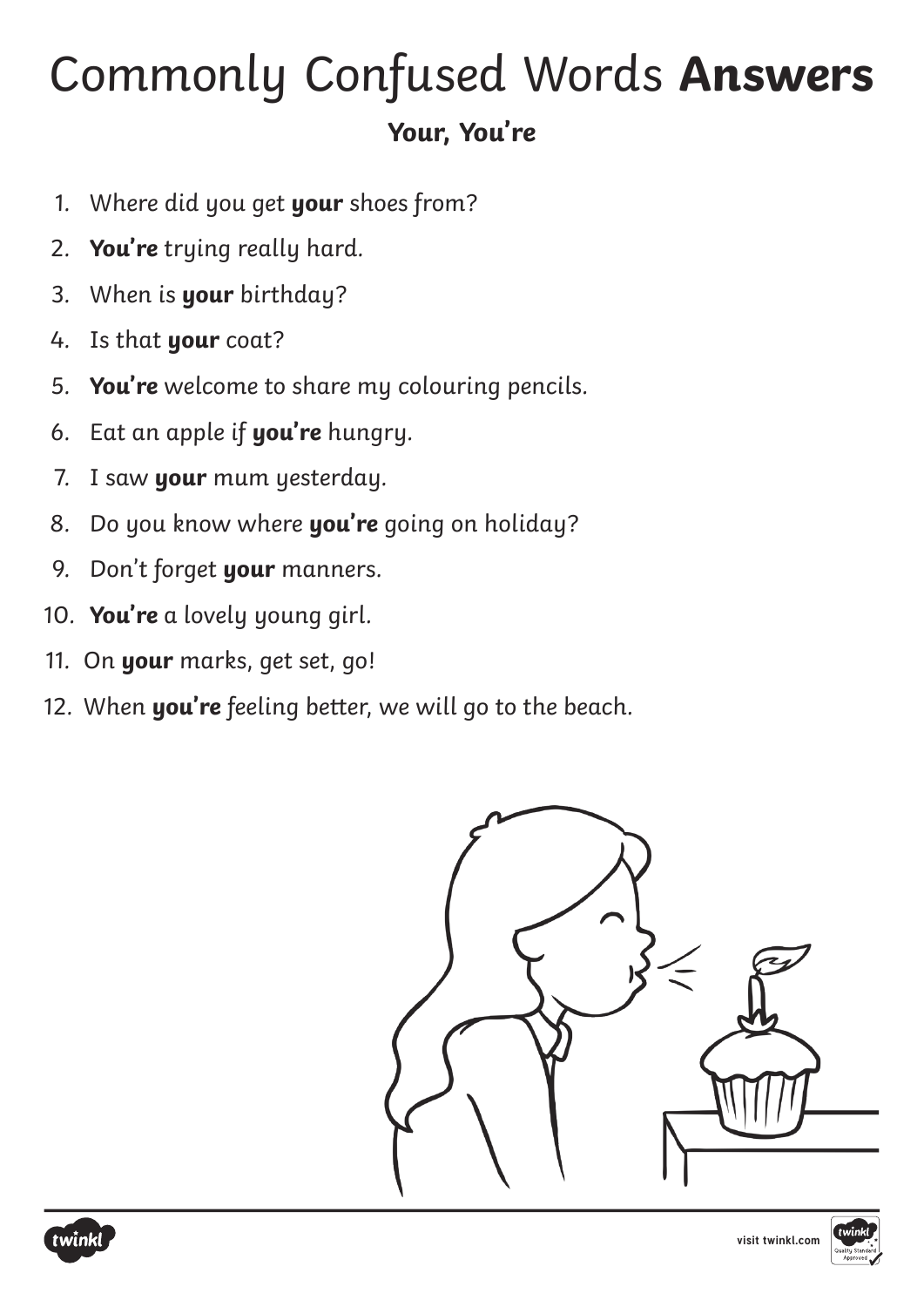# Commonly Confused Words **Answers**

**Your, You're**

1. Where did you get **your** shoes from?
2. **You're** trying really hard.
3. When is **your** birthday?
4. Is that **your** coat?
5. **You're** welcome to share my colouring pencils.
6. Eat an apple if **you're** hungry.
7. I saw **your** mum yesterday.
8. Do you know where **you're** going on holiday?
9. Don't forget **your** manners.
10. **You're** a lovely young girl.
11. On **your** marks, get set, go!
12. When **you're** feeling better, we will go to the beach.